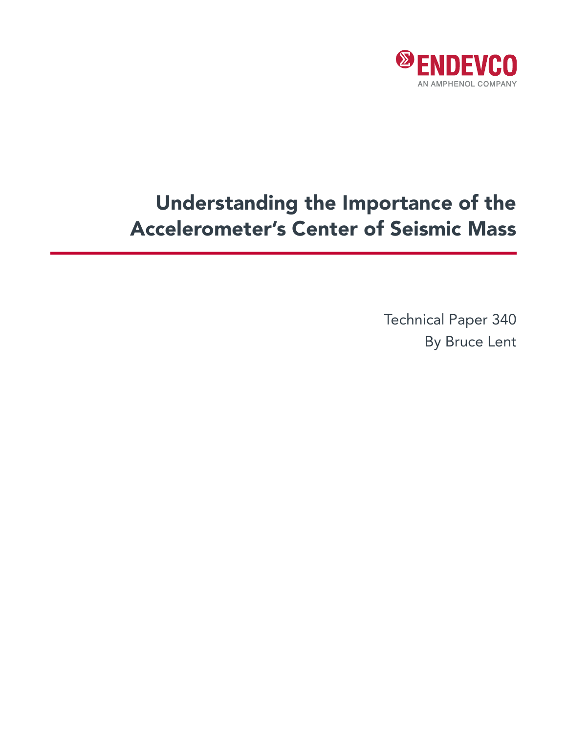ENDEVCO

AN AMPHENOL COMPANY

# Understanding the Importance of the Accelerometer's Center of Seismic Mass

Technical Paper 340

By Bruce Lent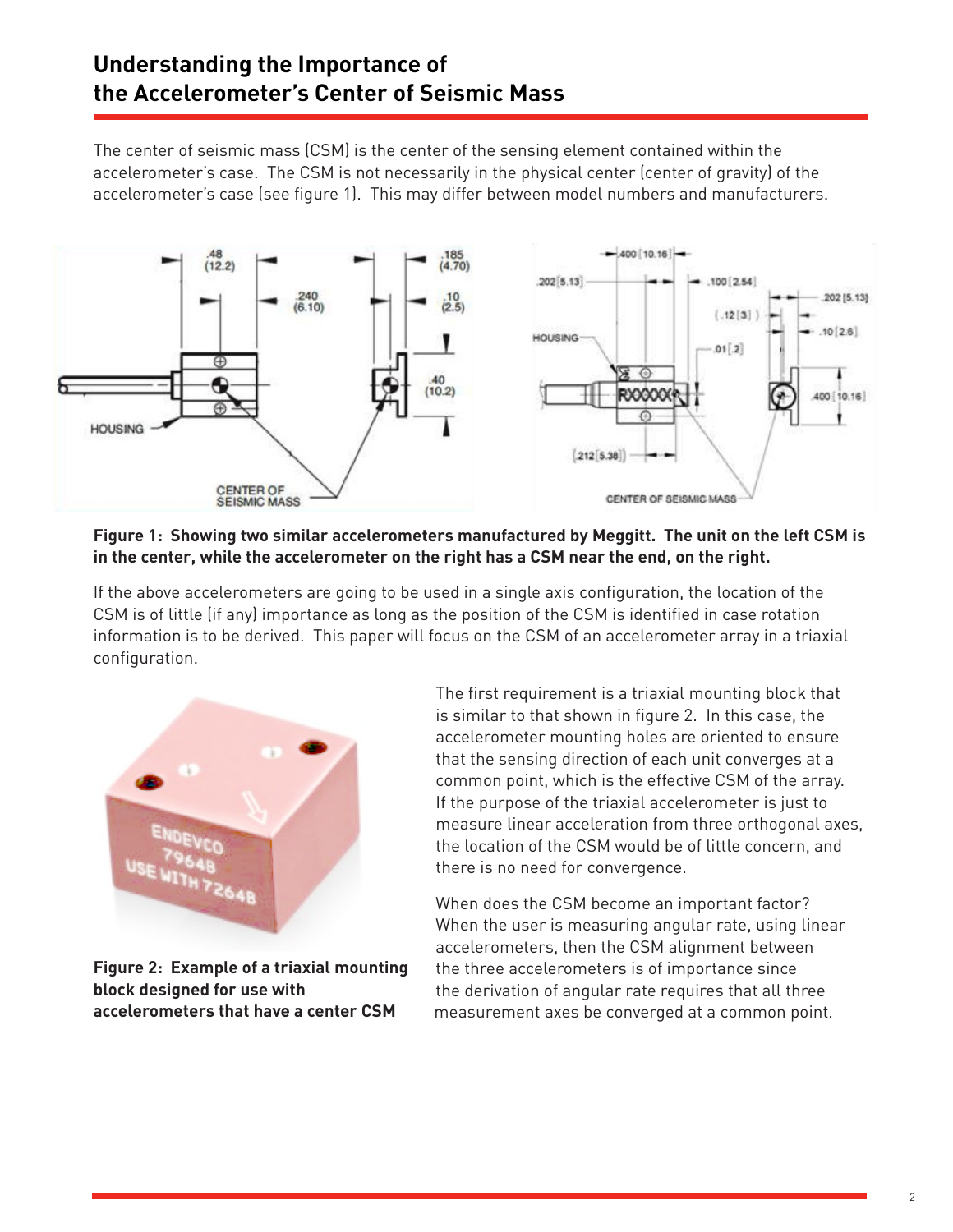## Understanding the Importance of the Accelerometer's Center of Seismic Mass

The center of seismic mass (CSM) is the center of the sensing element contained within the accelerometer's case. The CSM is not necessarily in the physical center (center of gravity) of the accelerometer's case (see figure 1). This may differ between model numbers and manufacturers.

**Figure 1: Showing two similar accelerometers manufactured by Meggitt. The unit on the left CSM is in the center, while the accelerometer on the right has a CSM near the end, on the right.**

If the above accelerometers are going to be used in a single axis configuration, the location of the CSM is of little (if any) importance as long as the position of the CSM is identified in case rotation information is to be derived. This paper will focus on the CSM of an accelerometer array in a triaxial configuration.

**Figure 2: Example of a triaxial mounting block designed for use with accelerometers that have a center CSM**

The first requirement is a triaxial mounting block that is similar to that shown in figure 2. In this case, the accelerometer mounting holes are oriented to ensure that the sensing direction of each unit converges at a common point, which is the effective CSM of the array. If the purpose of the triaxial accelerometer is just to measure linear acceleration from three orthogonal axes, the location of the CSM would be of little concern, and there is no need for convergence.

When does the CSM become an important factor? When the user is measuring angular rate, using linear accelerometers, then the CSM alignment between the three accelerometers is of importance since the derivation of angular rate requires that all three measurement axes be converged at a common point.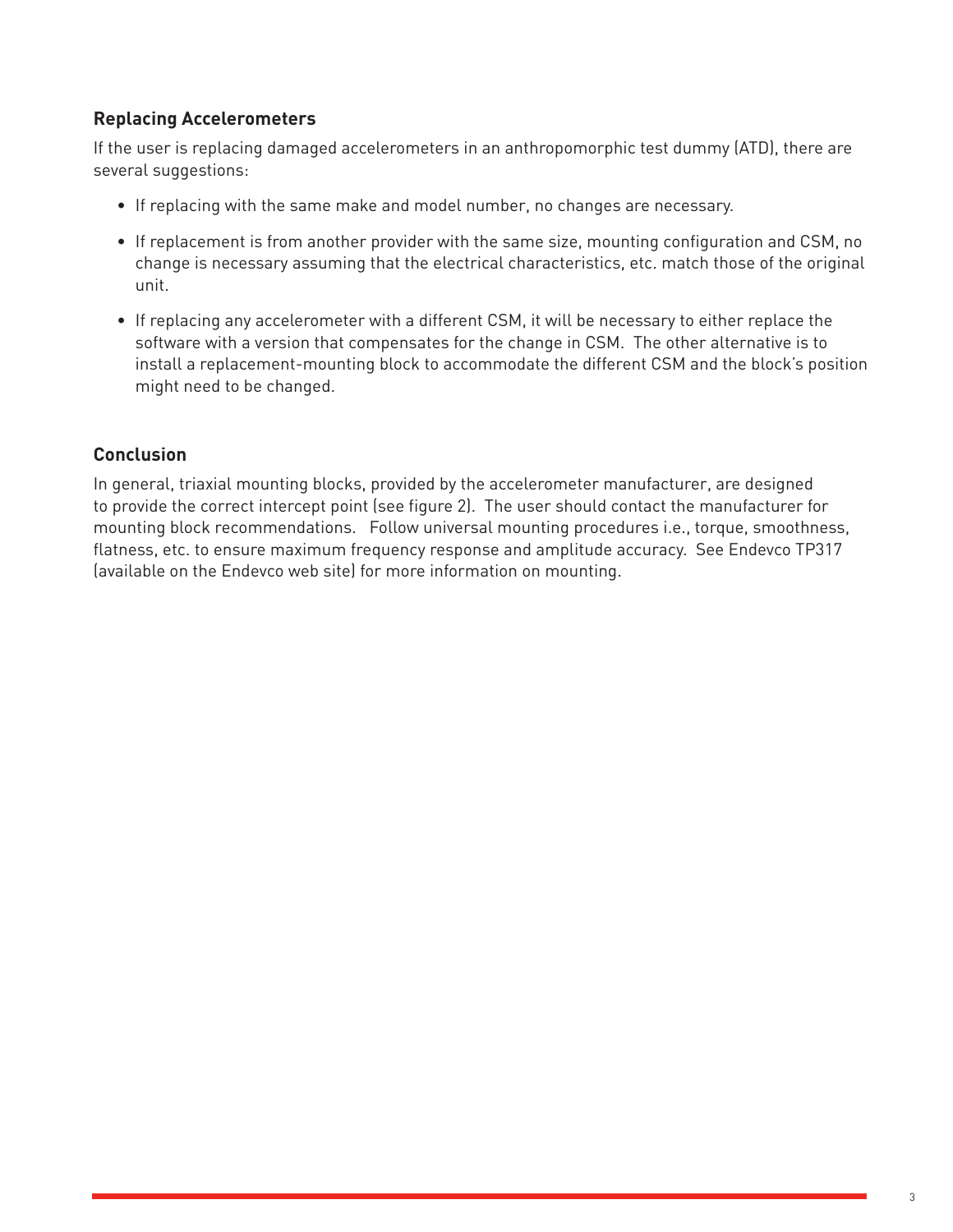## Replacing Accelerometers

If the user is replacing damaged accelerometers in an anthropomorphic test dummy (ATD), there are several suggestions:

- If replacing with the same make and model number, no changes are necessary.
- If replacement is from another provider with the same size, mounting configuration and CSM, no change is necessary assuming that the electrical characteristics, etc. match those of the original unit.
- If replacing any accelerometer with a different CSM, it will be necessary to either replace the software with a version that compensates for the change in CSM. The other alternative is to install a replacement-mounting block to accommodate the different CSM and the block's position might need to be changed.

## Conclusion

In general, triaxial mounting blocks, provided by the accelerometer manufacturer, are designed to provide the correct intercept point (see figure 2). The user should contact the manufacturer for mounting block recommendations. Follow universal mounting procedures i.e., torque, smoothness, flatness, etc. to ensure maximum frequency response and amplitude accuracy. See Endevco TP317 (available on the Endevco web site) for more information on mounting.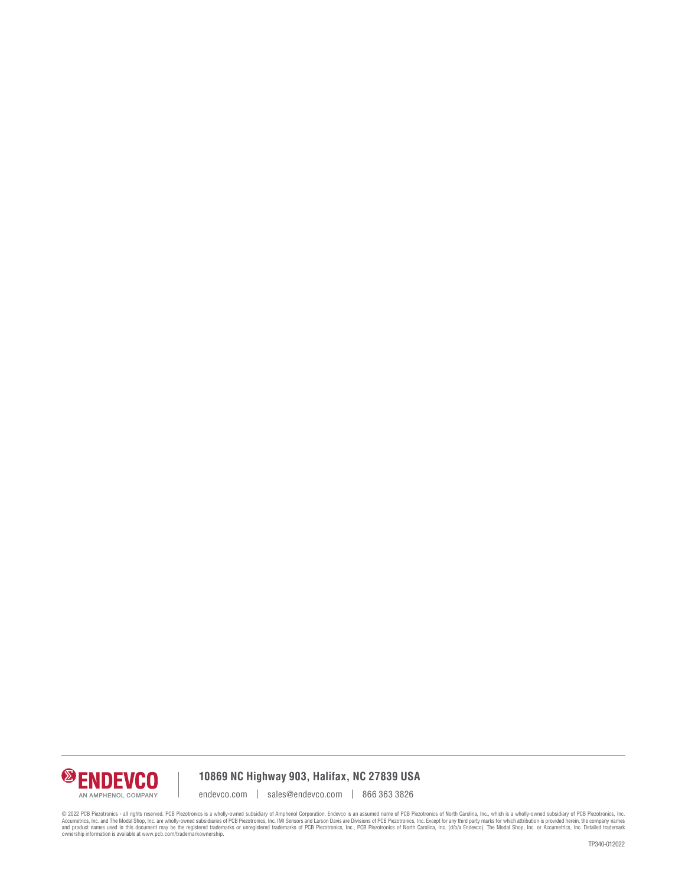ENDEVCO

AN AMPHENOL COMPANY

**10869 NC Highway 903, Halifax, NC 27839 USA**

endevco.com | sales@endevco.com | 866 363 3826

© 2022 PCB Piezotronics - all rights reserved. PCB Piezotronics is a wholly-owned subsidiary of Amphenol Corporation. Endevco is an assumed name of PCB Piezotronics of North Carolina, Inc., which is a wholly-owned subsidiary of PCB Piezotronics, Inc. Accumetrics, Inc. and The Modal Shop, Inc. are wholly-owned subsidiaries of PCB Piezotronics, Inc. IMI Sensors and Larson Davis are Divisions of PCB Piezotronics, Inc. Except for any third party marks for which attribution is provided herein, the company names and product names used in this document may be the registered trademarks or unregistered trademarks of PCB Piezotronics, Inc., PCB Piezotronics of North Carolina, Inc. (d/b/a Endevco), The Modal Shop, Inc. or Accumetrics, Inc. Detailed trademark ownership information is available at www.pcb.com/trademarkownership.

TP340-012022